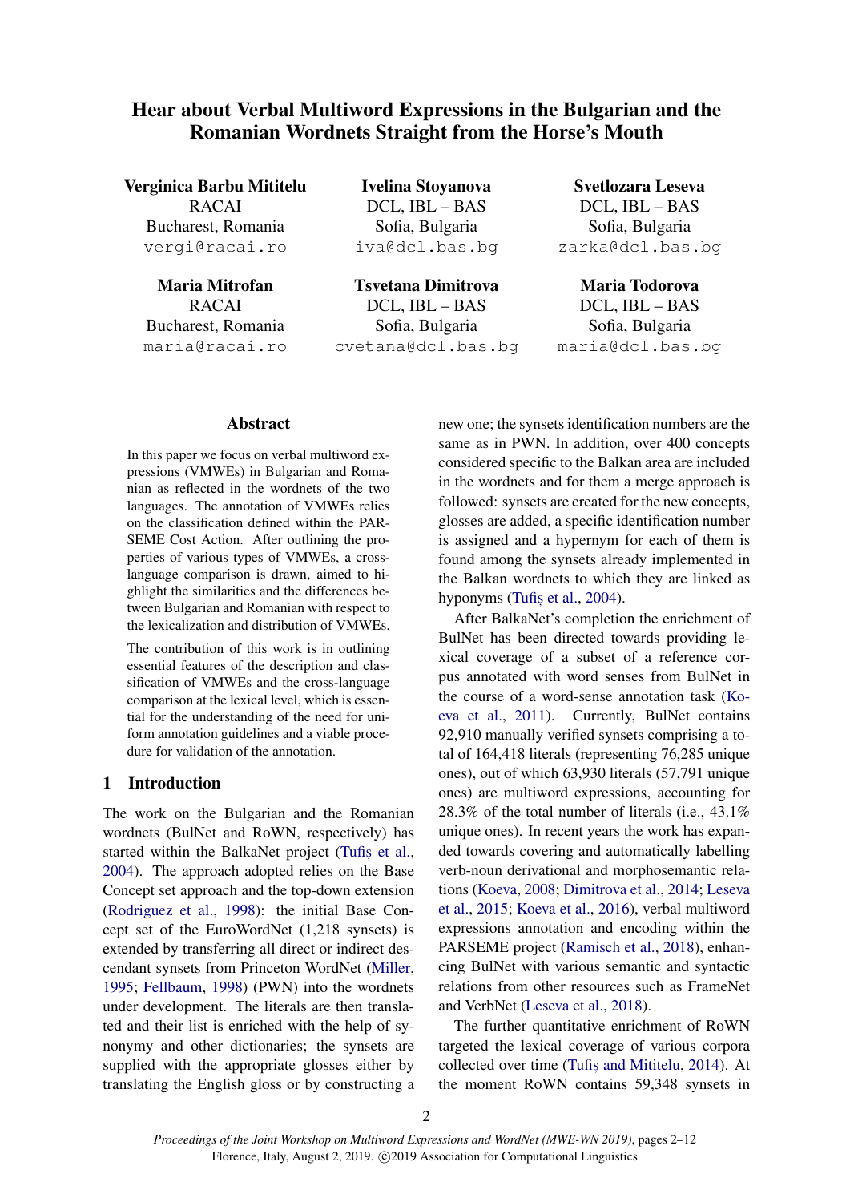# Hear about Verbal Multiword Expressions in the Bulgarian and the Romanian Wordnets Straight from the Horse's Mouth

**Verginica Barbu Mititelu**
RACAI
Bucharest, Romania
vergi@racai.ro

**Ivelina Stoyanova**
DCL, IBL – BAS
Sofia, Bulgaria
iva@dcl.bas.bg

**Svetlozara Leseva**
DCL, IBL – BAS
Sofia, Bulgaria
zarka@dcl.bas.bg

**Maria Mitrofan**
RACAI
Bucharest, Romania
maria@racai.ro

**Tsvetana Dimitrova**
DCL, IBL – BAS
Sofia, Bulgaria
cvetana@dcl.bas.bg

**Maria Todorova**
DCL, IBL – BAS
Sofia, Bulgaria
maria@dcl.bas.bg

## Abstract

In this paper we focus on verbal multiword expressions (VMWEs) in Bulgarian and Romanian as reflected in the wordnets of the two languages. The annotation of VMWEs relies on the classification defined within the PARSEME Cost Action. After outlining the properties of various types of VMWEs, a cross-language comparison is drawn, aimed to highlight the similarities and the differences between Bulgarian and Romanian with respect to the lexicalization and distribution of VMWEs.

The contribution of this work is in outlining essential features of the description and classification of VMWEs and the cross-language comparison at the lexical level, which is essential for the understanding of the need for uniform annotation guidelines and a viable procedure for validation of the annotation.

## 1 Introduction

The work on the Bulgarian and the Romanian wordnets (BulNet and RoWN, respectively) has started within the BalkaNet project (Tufiș et al., 2004). The approach adopted relies on the Base Concept set approach and the top-down extension (Rodriguez et al., 1998): the initial Base Concept set of the EuroWordNet (1,218 synsets) is extended by transferring all direct or indirect descendant synsets from Princeton WordNet (Miller, 1995; Fellbaum, 1998) (PWN) into the wordnets under development. The literals are then translated and their list is enriched with the help of synonymy and other dictionaries; the synsets are supplied with the appropriate glosses either by translating the English gloss or by constructing a new one; the synsets identification numbers are the same as in PWN. In addition, over 400 concepts considered specific to the Balkan area are included in the wordnets and for them a merge approach is followed: synsets are created for the new concepts, glosses are added, a specific identification number is assigned and a hypernym for each of them is found among the synsets already implemented in the Balkan wordnets to which they are linked as hyponyms (Tufiș et al., 2004).

After BalkaNet's completion the enrichment of BulNet has been directed towards providing lexical coverage of a subset of a reference corpus annotated with word senses from BulNet in the course of a word-sense annotation task (Koeva et al., 2011). Currently, BulNet contains 92,910 manually verified synsets comprising a total of 164,418 literals (representing 76,285 unique ones), out of which 63,930 literals (57,791 unique ones) are multiword expressions, accounting for 28.3% of the total number of literals (i.e., 43.1% unique ones). In recent years the work has expanded towards covering and automatically labelling verb-noun derivational and morphosemantic relations (Koeva, 2008; Dimitrova et al., 2014; Leseva et al., 2015; Koeva et al., 2016), verbal multiword expressions annotation and encoding within the PARSEME project (Ramisch et al., 2018), enhancing BulNet with various semantic and syntactic relations from other resources such as FrameNet and VerbNet (Leseva et al., 2018).

The further quantitative enrichment of RoWN targeted the lexical coverage of various corpora collected over time (Tufiș and Mititelu, 2014). At the moment RoWN contains 59,348 synsets in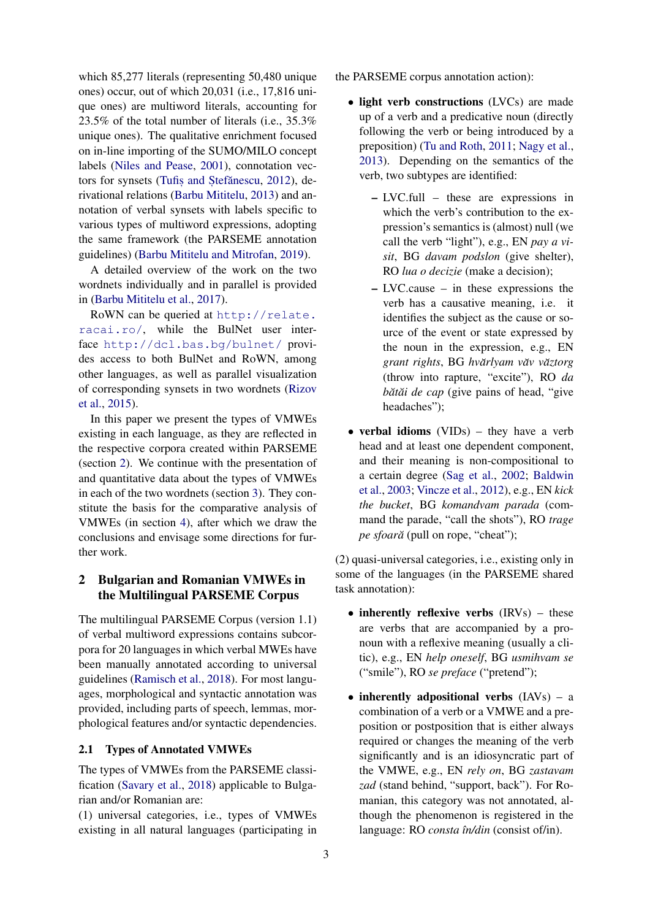which 85,277 literals (representing 50,480 unique ones) occur, out of which 20,031 (i.e., 17,816 unique ones) are multiword literals, accounting for 23.5% of the total number of literals (i.e., 35.3% unique ones). The qualitative enrichment focused on in-line importing of the SUMO/MILO concept labels (Niles and Pease, 2001), connotation vectors for synsets (Tufiș and Ștefănescu, 2012), derivational relations (Barbu Mititelu, 2013) and annotation of verbal synsets with labels specific to various types of multiword expressions, adopting the same framework (the PARSEME annotation guidelines) (Barbu Mititelu and Mitrofan, 2019).

A detailed overview of the work on the two wordnets individually and in parallel is provided in (Barbu Mititelu et al., 2017).

RoWN can be queried at http://relate.racai.ro/, while the BulNet user interface http://dcl.bas.bg/bulnet/ provides access to both BulNet and RoWN, among other languages, as well as parallel visualization of corresponding synsets in two wordnets (Rizov et al., 2015).

In this paper we present the types of VMWEs existing in each language, as they are reflected in the respective corpora created within PARSEME (section 2). We continue with the presentation of and quantitative data about the types of VMWEs in each of the two wordnets (section 3). They constitute the basis for the comparative analysis of VMWEs (in section 4), after which we draw the conclusions and envisage some directions for further work.

## 2 Bulgarian and Romanian VMWEs in the Multilingual PARSEME Corpus

The multilingual PARSEME Corpus (version 1.1) of verbal multiword expressions contains subcorpora for 20 languages in which verbal MWEs have been manually annotated according to universal guidelines (Ramisch et al., 2018). For most languages, morphological and syntactic annotation was provided, including parts of speech, lemmas, morphological features and/or syntactic dependencies.

### 2.1 Types of Annotated VMWEs

The types of VMWEs from the PARSEME classification (Savary et al., 2018) applicable to Bulgarian and/or Romanian are:

(1) universal categories, i.e., types of VMWEs existing in all natural languages (participating in the PARSEME corpus annotation action):

- **light verb constructions** (LVCs) are made up of a verb and a predicative noun (directly following the verb or being introduced by a preposition) (Tu and Roth, 2011; Nagy et al., 2013). Depending on the semantics of the verb, two subtypes are identified:
  - LVC.full – these are expressions in which the verb's contribution to the expression's semantics is (almost) null (we call the verb "light"), e.g., EN *pay a visit*, BG *davam podslon* (give shelter), RO *lua o decizie* (make a decision);
  - LVC.cause – in these expressions the verb has a causative meaning, i.e. it identifies the subject as the cause or source of the event or state expressed by the noun in the expression, e.g., EN *grant rights*, BG *hvărlyam văv văztorg* (throw into rapture, "excite"), RO *da bătăi de cap* (give pains of head, "give headaches");
- **verbal idioms** (VIDs) – they have a verb head and at least one dependent component, and their meaning is non-compositional to a certain degree (Sag et al., 2002; Baldwin et al., 2003; Vincze et al., 2012), e.g., EN *kick the bucket*, BG *komandvam parada* (command the parade, "call the shots"), RO *trage pe sfoară* (pull on rope, "cheat");

(2) quasi-universal categories, i.e., existing only in some of the languages (in the PARSEME shared task annotation):

- **inherently reflexive verbs** (IRVs) – these are verbs that are accompanied by a pronoun with a reflexive meaning (usually a clitic), e.g., EN *help oneself*, BG *usmihvam se* ("smile"), RO *se preface* ("pretend");
- **inherently adpositional verbs** (IAVs) – a combination of a verb or a VMWE and a preposition or postposition that is either always required or changes the meaning of the verb significantly and is an idiosyncratic part of the VMWE, e.g., EN *rely on*, BG *zastavam zad* (stand behind, "support, back"). For Romanian, this category was not annotated, although the phenomenon is registered in the language: RO *consta în/din* (consist of/in).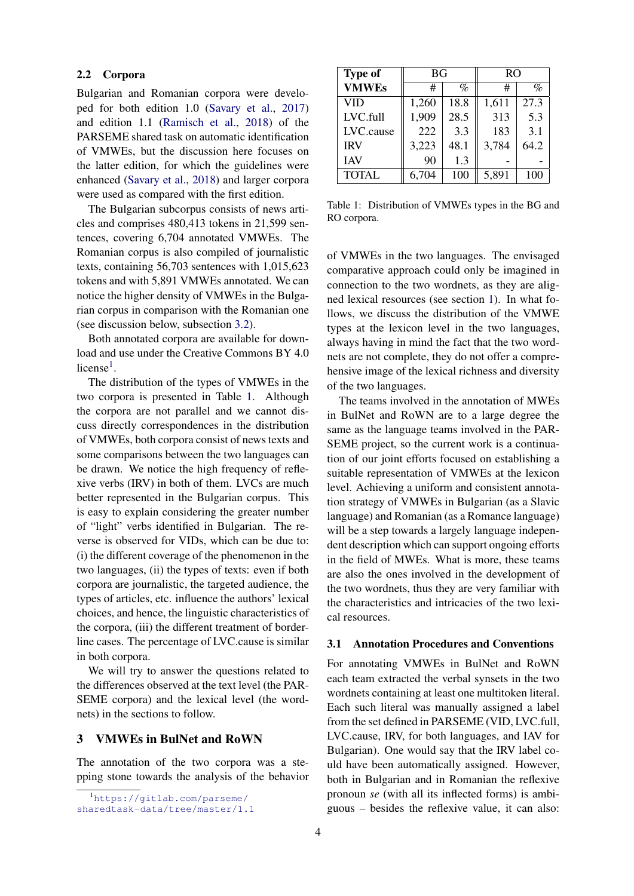## 2.2 Corpora

Bulgarian and Romanian corpora were developed for both edition 1.0 (Savary et al., 2017) and edition 1.1 (Ramisch et al., 2018) of the PARSEME shared task on automatic identification of VMWEs, but the discussion here focuses on the latter edition, for which the guidelines were enhanced (Savary et al., 2018) and larger corpora were used as compared with the first edition.

The Bulgarian subcorpus consists of news articles and comprises 480,413 tokens in 21,599 sentences, covering 6,704 annotated VMWEs. The Romanian corpus is also compiled of journalistic texts, containing 56,703 sentences with 1,015,623 tokens and with 5,891 VMWEs annotated. We can notice the higher density of VMWEs in the Bulgarian corpus in comparison with the Romanian one (see discussion below, subsection 3.2).

Both annotated corpora are available for download and use under the Creative Commons BY 4.0 license[1].

The distribution of the types of VMWEs in the two corpora is presented in Table 1. Although the corpora are not parallel and we cannot discuss directly correspondences in the distribution of VMWEs, both corpora consist of news texts and some comparisons between the two languages can be drawn. We notice the high frequency of reflexive verbs (IRV) in both of them. LVCs are much better represented in the Bulgarian corpus. This is easy to explain considering the greater number of "light" verbs identified in Bulgarian. The reverse is observed for VIDs, which can be due to: (i) the different coverage of the phenomenon in the two languages, (ii) the types of texts: even if both corpora are journalistic, the targeted audience, the types of articles, etc. influence the authors' lexical choices, and hence, the linguistic characteristics of the corpora, (iii) the different treatment of borderline cases. The percentage of LVC.cause is similar in both corpora.

We will try to answer the questions related to the differences observed at the text level (the PARSEME corpora) and the lexical level (the wordnets) in the sections to follow.

[1] https://gitlab.com/parseme/sharedtask-data/tree/master/1.1

| Type of VMWEs | BG | | RO | |
|---|---|---|---|---|
| | # | % | # | % |
| VID | 1,260 | 18.8 | 1,611 | 27.3 |
| LVC.full | 1,909 | 28.5 | 313 | 5.3 |
| LVC.cause | 222 | 3.3 | 183 | 3.1 |
| IRV | 3,223 | 48.1 | 3,784 | 64.2 |
| IAV | 90 | 1.3 | - | - |
| TOTAL | 6,704 | 100 | 5,891 | 100 |

Table 1: Distribution of VMWEs types in the BG and RO corpora.

## 3 VMWEs in BulNet and RoWN

The annotation of the two corpora was a stepping stone towards the analysis of the behavior of VMWEs in the two languages. The envisaged comparative approach could only be imagined in connection to the two wordnets, as they are aligned lexical resources (see section 1). In what follows, we discuss the distribution of the VMWE types at the lexicon level in the two languages, always having in mind the fact that the two wordnets are not complete, they do not offer a comprehensive image of the lexical richness and diversity of the two languages.

The teams involved in the annotation of MWEs in BulNet and RoWN are to a large degree the same as the language teams involved in the PARSEME project, so the current work is a continuation of our joint efforts focused on establishing a suitable representation of VMWEs at the lexicon level. Achieving a uniform and consistent annotation strategy of VMWEs in Bulgarian (as a Slavic language) and Romanian (as a Romance language) will be a step towards a largely language independent description which can support ongoing efforts in the field of MWEs. What is more, these teams are also the ones involved in the development of the two wordnets, thus they are very familiar with the characteristics and intricacies of the two lexical resources.

### 3.1 Annotation Procedures and Conventions

For annotating VMWEs in BulNet and RoWN each team extracted the verbal synsets in the two wordnets containing at least one multitoken literal. Each such literal was manually assigned a label from the set defined in PARSEME (VID, LVC.full, LVC.cause, IRV, for both languages, and IAV for Bulgarian). One would say that the IRV label could have been automatically assigned. However, both in Bulgarian and in Romanian the reflexive pronoun *se* (with all its inflected forms) is ambiguous – besides the reflexive value, it can also: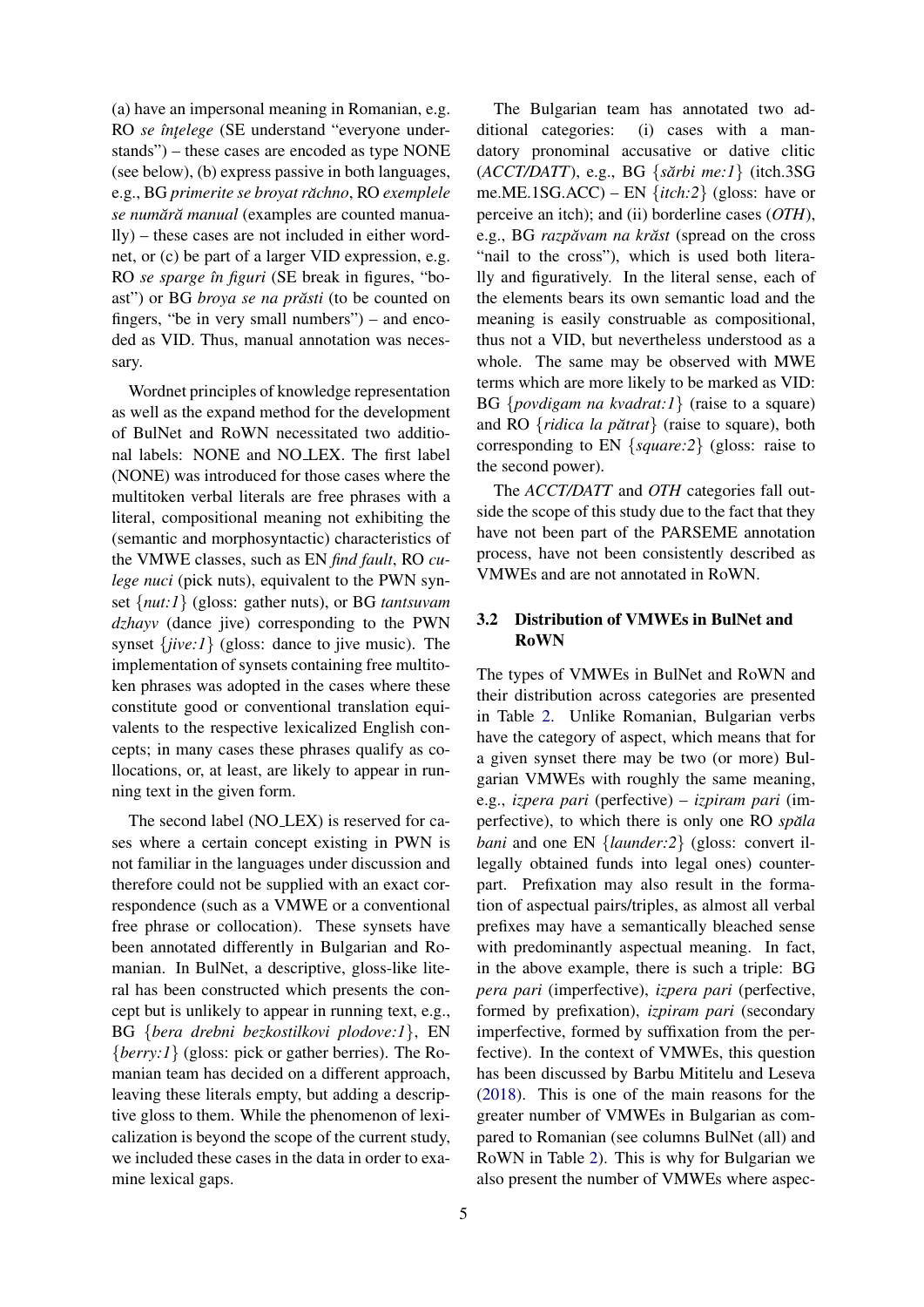(a) have an impersonal meaning in Romanian, e.g. RO *se înțelege* (SE understand "everyone understands") – these cases are encoded as type NONE (see below), (b) express passive in both languages, e.g., BG *primerite se broyat răchno*, RO *exemplele se numără manual* (examples are counted manually) – these cases are not included in either wordnet, or (c) be part of a larger VID expression, e.g. RO *se sparge în figuri* (SE break in figures, "boast") or BG *broya se na prăsti* (to be counted on fingers, "be in very small numbers") – and encoded as VID. Thus, manual annotation was necessary.

Wordnet principles of knowledge representation as well as the expand method for the development of BulNet and RoWN necessitated two additional labels: NONE and NO_LEX. The first label (NONE) was introduced for those cases where the multitoken verbal literals are free phrases with a literal, compositional meaning not exhibiting the (semantic and morphosyntactic) characteristics of the VMWE classes, such as EN *find fault*, RO *culege nuci* (pick nuts), equivalent to the PWN synset {*nut:1*} (gloss: gather nuts), or BG *tantsuvam dzhayv* (dance jive) corresponding to the PWN synset {*jive:1*} (gloss: dance to jive music). The implementation of synsets containing free multitoken phrases was adopted in the cases where these constitute good or conventional translation equivalents to the respective lexicalized English concepts; in many cases these phrases qualify as collocations, or, at least, are likely to appear in running text in the given form.

The second label (NO_LEX) is reserved for cases where a certain concept existing in PWN is not familiar in the languages under discussion and therefore could not be supplied with an exact correspondence (such as a VMWE or a conventional free phrase or collocation). These synsets have been annotated differently in Bulgarian and Romanian. In BulNet, a descriptive, gloss-like literal has been constructed which presents the concept but is unlikely to appear in running text, e.g., BG {*bera drebni bezkostilkovi plodove:1*}, EN {*berry:1*} (gloss: pick or gather berries). The Romanian team has decided on a different approach, leaving these literals empty, but adding a descriptive gloss to them. While the phenomenon of lexicalization is beyond the scope of the current study, we included these cases in the data in order to examine lexical gaps.

The Bulgarian team has annotated two additional categories: (i) cases with a mandatory pronominal accusative or dative clitic (*ACCT/DATT*), e.g., BG {*sărbi me:1*} (itch.3SG me.ME.1SG.ACC) – EN {*itch:2*} (gloss: have or perceive an itch); and (ii) borderline cases (*OTH*), e.g., BG *razpăvam na krăst* (spread on the cross "nail to the cross"), which is used both literally and figuratively. In the literal sense, each of the elements bears its own semantic load and the meaning is easily construable as compositional, thus not a VID, but nevertheless understood as a whole. The same may be observed with MWE terms which are more likely to be marked as VID: BG {*povdigam na kvadrat:1*} (raise to a square) and RO {*ridica la pătrat*} (raise to square), both corresponding to EN {*square:2*} (gloss: raise to the second power).

The *ACCT/DATT* and *OTH* categories fall outside the scope of this study due to the fact that they have not been part of the PARSEME annotation process, have not been consistently described as VMWEs and are not annotated in RoWN.

### 3.2 Distribution of VMWEs in BulNet and RoWN

The types of VMWEs in BulNet and RoWN and their distribution across categories are presented in Table 2. Unlike Romanian, Bulgarian verbs have the category of aspect, which means that for a given synset there may be two (or more) Bulgarian VMWEs with roughly the same meaning, e.g., *izpera pari* (perfective) – *izpiram pari* (imperfective), to which there is only one RO *spăla bani* and one EN {*launder:2*} (gloss: convert illegally obtained funds into legal ones) counterpart. Prefixation may also result in the formation of aspectual pairs/triples, as almost all verbal prefixes may have a semantically bleached sense with predominantly aspectual meaning. In fact, in the above example, there is such a triple: BG *pera pari* (imperfective), *izpera pari* (perfective, formed by prefixation), *izpiram pari* (secondary imperfective, formed by suffixation from the perfective). In the context of VMWEs, this question has been discussed by Barbu Mititelu and Leseva (2018). This is one of the main reasons for the greater number of VMWEs in Bulgarian as compared to Romanian (see columns BulNet (all) and RoWN in Table 2). This is why for Bulgarian we also present the number of VMWEs where aspec-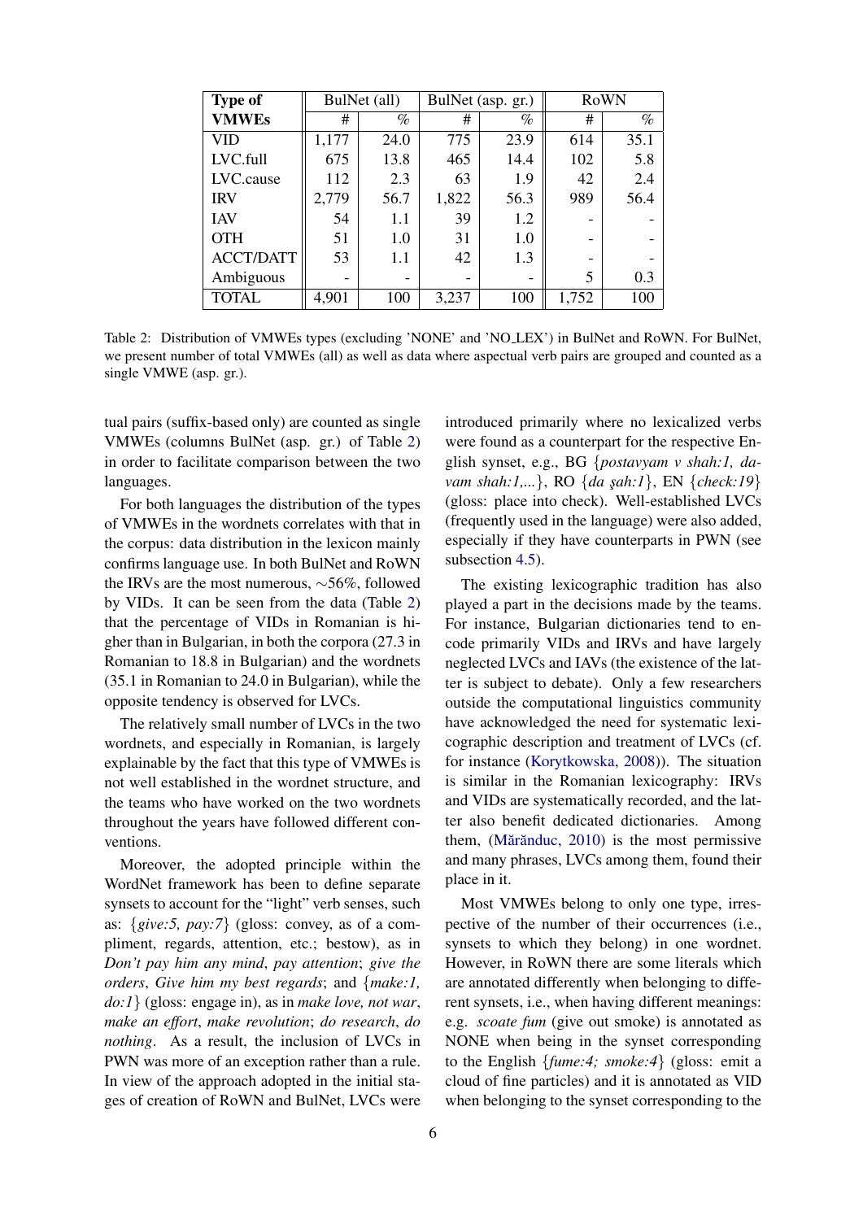| Type of VMWEs | BulNet (all) | | BulNet (asp. gr.) | | RoWN | |
|---|---|---|---|---|---|---|
| | # | % | # | % | # | % |
| VID | 1,177 | 24.0 | 775 | 23.9 | 614 | 35.1 |
| LVC.full | 675 | 13.8 | 465 | 14.4 | 102 | 5.8 |
| LVC.cause | 112 | 2.3 | 63 | 1.9 | 42 | 2.4 |
| IRV | 2,779 | 56.7 | 1,822 | 56.3 | 989 | 56.4 |
| IAV | 54 | 1.1 | 39 | 1.2 | - | - |
| OTH | 51 | 1.0 | 31 | 1.0 | - | - |
| ACCT/DATT | 53 | 1.1 | 42 | 1.3 | - | - |
| Ambiguous | - | - | - | - | 5 | 0.3 |
| TOTAL | 4,901 | 100 | 3,237 | 100 | 1,752 | 100 |

Table 2: Distribution of VMWEs types (excluding 'NONE' and 'NO_LEX') in BulNet and RoWN. For BulNet, we present number of total VMWEs (all) as well as data where aspectual verb pairs are grouped and counted as a single VMWE (asp. gr.).

tual pairs (suffix-based only) are counted as single VMWEs (columns BulNet (asp. gr.) of Table 2) in order to facilitate comparison between the two languages.

For both languages the distribution of the types of VMWEs in the wordnets correlates with that in the corpus: data distribution in the lexicon mainly confirms language use. In both BulNet and RoWN the IRVs are the most numerous, ∼56%, followed by VIDs. It can be seen from the data (Table 2) that the percentage of VIDs in Romanian is higher than in Bulgarian, in both the corpora (27.3 in Romanian to 18.8 in Bulgarian) and the wordnets (35.1 in Romanian to 24.0 in Bulgarian), while the opposite tendency is observed for LVCs.

The relatively small number of LVCs in the two wordnets, and especially in Romanian, is largely explainable by the fact that this type of VMWEs is not well established in the wordnet structure, and the teams who have worked on the two wordnets throughout the years have followed different conventions.

Moreover, the adopted principle within the WordNet framework has been to define separate synsets to account for the "light" verb senses, such as: {*give:5, pay:7*} (gloss: convey, as of a compliment, regards, attention, etc.; bestow), as in *Don't pay him any mind*, *pay attention*; *give the orders*, *Give him my best regards*; and {*make:1, do:1*} (gloss: engage in), as in *make love, not war*, *make an effort*, *make revolution*; *do research*, *do nothing*. As a result, the inclusion of LVCs in PWN was more of an exception rather than a rule. In view of the approach adopted in the initial stages of creation of RoWN and BulNet, LVCs were introduced primarily where no lexicalized verbs were found as a counterpart for the respective English synset, e.g., BG {*postavyam v shah:1, davam shah:1,...*}, RO {*da şah:1*}, EN {*check:19*} (gloss: place into check). Well-established LVCs (frequently used in the language) were also added, especially if they have counterparts in PWN (see subsection 4.5).

The existing lexicographic tradition has also played a part in the decisions made by the teams. For instance, Bulgarian dictionaries tend to encode primarily VIDs and IRVs and have largely neglected LVCs and IAVs (the existence of the latter is subject to debate). Only a few researchers outside the computational linguistics community have acknowledged the need for systematic lexicographic description and treatment of LVCs (cf. for instance (Korytkowska, 2008)). The situation is similar in the Romanian lexicography: IRVs and VIDs are systematically recorded, and the latter also benefit dedicated dictionaries. Among them, (Mărănduc, 2010) is the most permissive and many phrases, LVCs among them, found their place in it.

Most VMWEs belong to only one type, irrespective of the number of their occurrences (i.e., synsets to which they belong) in one wordnet. However, in RoWN there are some literals which are annotated differently when belonging to different synsets, i.e., when having different meanings: e.g. *scoate fum* (give out smoke) is annotated as NONE when being in the synset corresponding to the English {*fume:4; smoke:4*} (gloss: emit a cloud of fine particles) and it is annotated as VID when belonging to the synset corresponding to the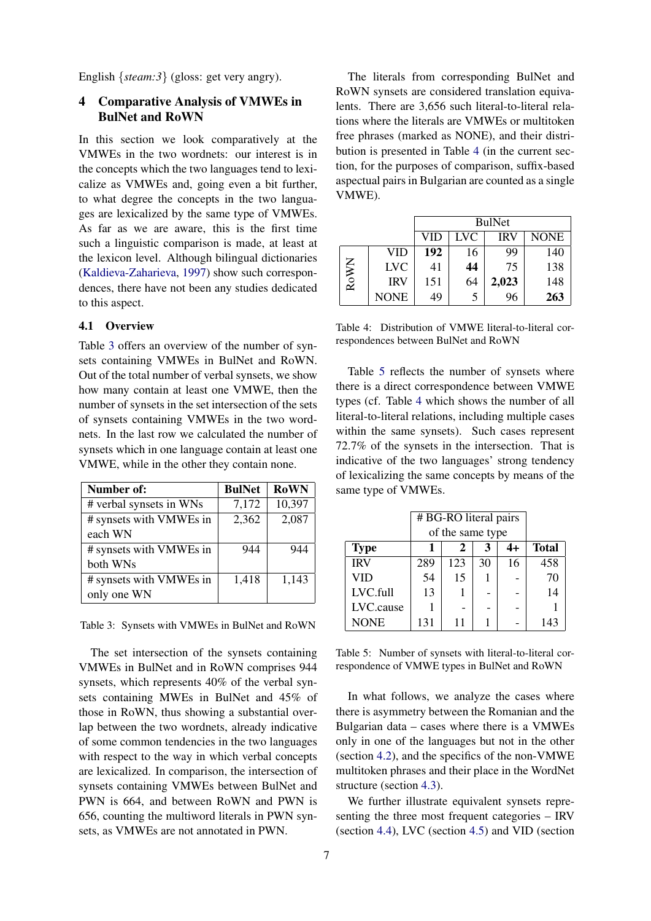English {*steam:3*} (gloss: get very angry).

## 4 Comparative Analysis of VMWEs in BulNet and RoWN

In this section we look comparatively at the VMWEs in the two wordnets: our interest is in the concepts which the two languages tend to lexicalize as VMWEs and, going even a bit further, to what degree the concepts in the two languages are lexicalized by the same type of VMWEs. As far as we are aware, this is the first time such a linguistic comparison is made, at least at the lexicon level. Although bilingual dictionaries (Kaldieva-Zaharieva, 1997) show such correspondences, there have not been any studies dedicated to this aspect.

### 4.1 Overview

Table 3 offers an overview of the number of synsets containing VMWEs in BulNet and RoWN. Out of the total number of verbal synsets, we show how many contain at least one VMWE, then the number of synsets in the set intersection of the sets of synsets containing VMWEs in the two wordnets. In the last row we calculated the number of synsets which in one language contain at least one VMWE, while in the other they contain none.

| Number of: | BulNet | RoWN |
|---|---|---|
| # verbal synsets in WNs | 7,172 | 10,397 |
| # synsets with VMWEs in each WN | 2,362 | 2,087 |
| # synsets with VMWEs in both WNs | 944 | 944 |
| # synsets with VMWEs in only one WN | 1,418 | 1,143 |

Table 3: Synsets with VMWEs in BulNet and RoWN

The set intersection of the synsets containing VMWEs in BulNet and in RoWN comprises 944 synsets, which represents 40% of the verbal synsets containing MWEs in BulNet and 45% of those in RoWN, thus showing a substantial overlap between the two wordnets, already indicative of some common tendencies in the two languages with respect to the way in which verbal concepts are lexicalized. In comparison, the intersection of synsets containing VMWEs between BulNet and PWN is 664, and between RoWN and PWN is 656, counting the multiword literals in PWN synsets, as VMWEs are not annotated in PWN.

The literals from corresponding BulNet and RoWN synsets are considered translation equivalents. There are 3,656 such literal-to-literal relations where the literals are VMWEs or multitoken free phrases (marked as NONE), and their distribution is presented in Table 4 (in the current section, for the purposes of comparison, suffix-based aspectual pairs in Bulgarian are counted as a single VMWE).

| | | BulNet | | | |
|---|---|---|---|---|---|
| | | VID | LVC | IRV | NONE |
| RoWN | VID | **192** | 16 | 99 | 140 |
| | LVC | 41 | **44** | 75 | 138 |
| | IRV | 151 | 64 | **2,023** | 148 |
| | NONE | 49 | 5 | 96 | **263** |

Table 4: Distribution of VMWE literal-to-literal correspondences between BulNet and RoWN

Table 5 reflects the number of synsets where there is a direct correspondence between VMWE types (cf. Table 4 which shows the number of all literal-to-literal relations, including multiple cases within the same synsets). Such cases represent 72.7% of the synsets in the intersection. That is indicative of the two languages' strong tendency of lexicalizing the same concepts by means of the same type of VMWEs.

| | # BG-RO literal pairs of the same type | | | | |
|---|---|---|---|---|---|
| **Type** | **1** | **2** | **3** | **4+** | **Total** |
| IRV | 289 | 123 | 30 | 16 | 458 |
| VID | 54 | 15 | 1 | - | 70 |
| LVC.full | 13 | 1 | - | - | 14 |
| LVC.cause | 1 | - | - | - | 1 |
| NONE | 131 | 11 | 1 | - | 143 |

Table 5: Number of synsets with literal-to-literal correspondence of VMWE types in BulNet and RoWN

In what follows, we analyze the cases where there is asymmetry between the Romanian and the Bulgarian data – cases where there is a VMWEs only in one of the languages but not in the other (section 4.2), and the specifics of the non-VMWE multitoken phrases and their place in the WordNet structure (section 4.3).

We further illustrate equivalent synsets representing the three most frequent categories – IRV (section 4.4), LVC (section 4.5) and VID (section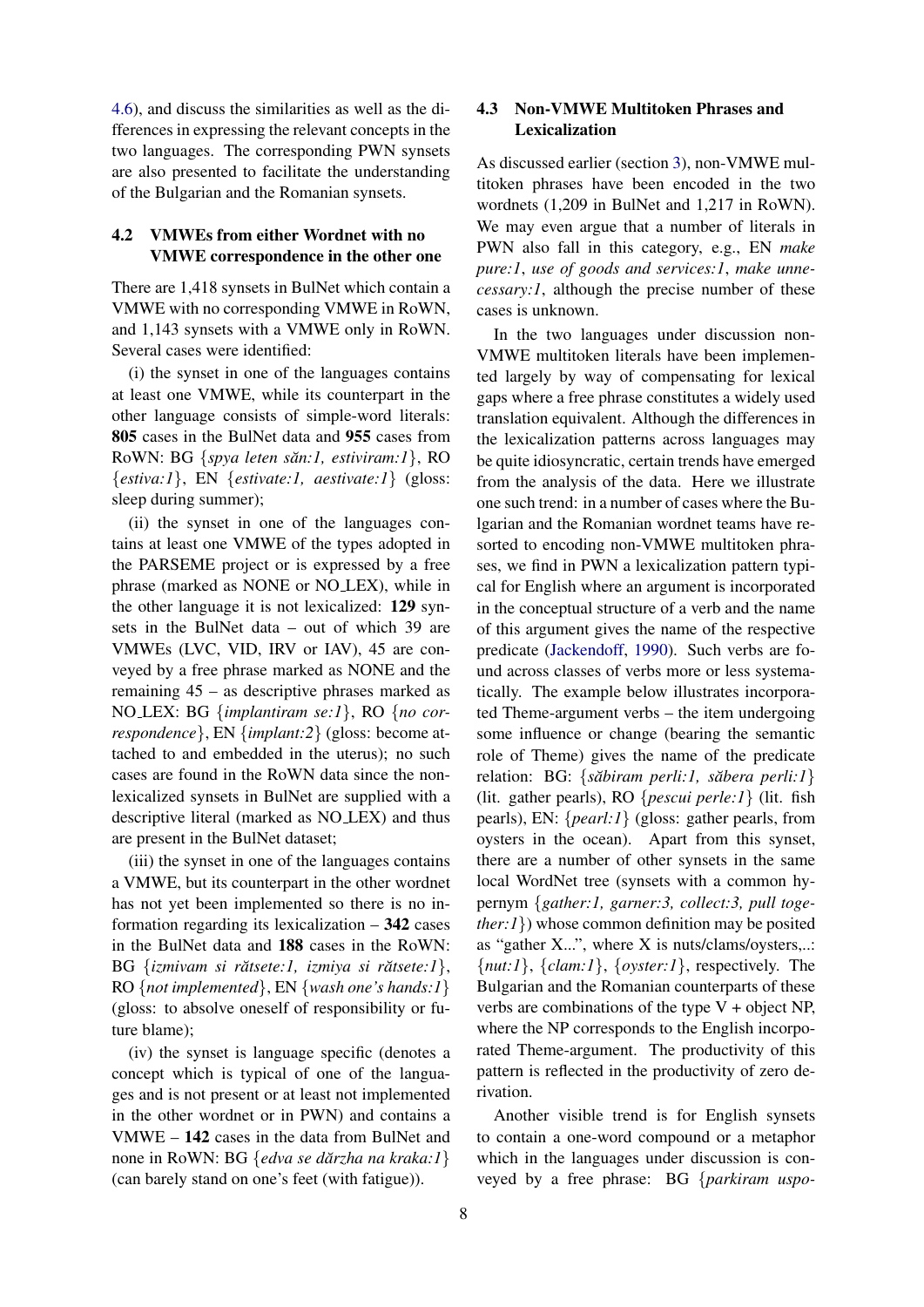4.6), and discuss the similarities as well as the differences in expressing the relevant concepts in the two languages. The corresponding PWN synsets are also presented to facilitate the understanding of the Bulgarian and the Romanian synsets.

### 4.2 VMWEs from either Wordnet with no VMWE correspondence in the other one

There are 1,418 synsets in BulNet which contain a VMWE with no corresponding VMWE in RoWN, and 1,143 synsets with a VMWE only in RoWN. Several cases were identified:

(i) the synset in one of the languages contains at least one VMWE, while its counterpart in the other language consists of simple-word literals: **805** cases in the BulNet data and **955** cases from RoWN: BG {*spya leten săn:1, estiviram:1*}, RO {*estiva:1*}, EN {*estivate:1, aestivate:1*} (gloss: sleep during summer);

(ii) the synset in one of the languages contains at least one VMWE of the types adopted in the PARSEME project or is expressed by a free phrase (marked as NONE or NO_LEX), while in the other language it is not lexicalized: **129** synsets in the BulNet data – out of which 39 are VMWEs (LVC, VID, IRV or IAV), 45 are conveyed by a free phrase marked as NONE and the remaining 45 – as descriptive phrases marked as NO_LEX: BG {*implantiram se:1*}, RO {*no correspondence*}, EN {*implant:2*} (gloss: become attached to and embedded in the uterus); no such cases are found in the RoWN data since the non-lexicalized synsets in BulNet are supplied with a descriptive literal (marked as NO_LEX) and thus are present in the BulNet dataset;

(iii) the synset in one of the languages contains a VMWE, but its counterpart in the other wordnet has not yet been implemented so there is no information regarding its lexicalization – **342** cases in the BulNet data and **188** cases in the RoWN: BG {*izmivam si rătsete:1, izmiya si rătsete:1*}, RO {*not implemented*}, EN {*wash one's hands:1*} (gloss: to absolve oneself of responsibility or future blame);

(iv) the synset is language specific (denotes a concept which is typical of one of the languages and is not present or at least not implemented in the other wordnet or in PWN) and contains a VMWE – **142** cases in the data from BulNet and none in RoWN: BG {*edva se dărzha na kraka:1*} (can barely stand on one's feet (with fatigue)).

### 4.3 Non-VMWE Multitoken Phrases and Lexicalization

As discussed earlier (section 3), non-VMWE multitoken phrases have been encoded in the two wordnets (1,209 in BulNet and 1,217 in RoWN). We may even argue that a number of literals in PWN also fall in this category, e.g., EN *make pure:1*, *use of goods and services:1*, *make unnecessary:1*, although the precise number of these cases is unknown.

In the two languages under discussion non-VMWE multitoken literals have been implemented largely by way of compensating for lexical gaps where a free phrase constitutes a widely used translation equivalent. Although the differences in the lexicalization patterns across languages may be quite idiosyncratic, certain trends have emerged from the analysis of the data. Here we illustrate one such trend: in a number of cases where the Bulgarian and the Romanian wordnet teams have resorted to encoding non-VMWE multitoken phrases, we find in PWN a lexicalization pattern typical for English where an argument is incorporated in the conceptual structure of a verb and the name of this argument gives the name of the respective predicate (Jackendoff, 1990). Such verbs are found across classes of verbs more or less systematically. The example below illustrates incorporated Theme-argument verbs – the item undergoing some influence or change (bearing the semantic role of Theme) gives the name of the predicate relation: BG: {*săbiram perli:1, săbera perli:1*} (lit. gather pearls), RO {*pescui perle:1*} (lit. fish pearls), EN: {*pearl:1*} (gloss: gather pearls, from oysters in the ocean). Apart from this synset, there are a number of other synsets in the same local WordNet tree (synsets with a common hypernym {*gather:1, garner:3, collect:3, pull together:1*}) whose common definition may be posited as "gather X...", where X is nuts/clams/oysters,..: {*nut:1*}, {*clam:1*}, {*oyster:1*}, respectively. The Bulgarian and the Romanian counterparts of these verbs are combinations of the type V + object NP, where the NP corresponds to the English incorporated Theme-argument. The productivity of this pattern is reflected in the productivity of zero derivation.

Another visible trend is for English synsets to contain a one-word compound or a metaphor which in the languages under discussion is conveyed by a free phrase: BG {*parkiram uspo-*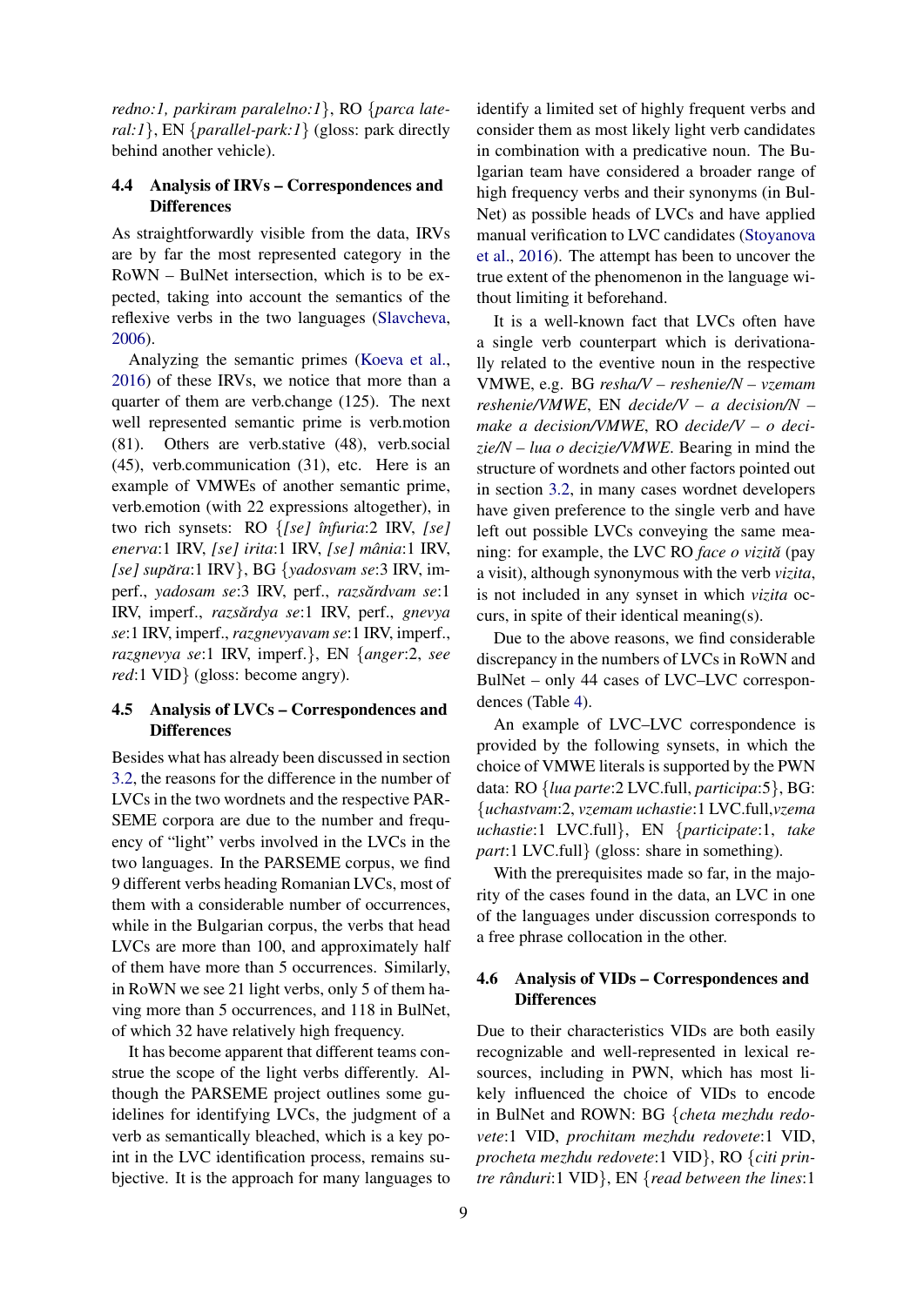*redno:1, parkiram paralelno:1*}, RO {*parca lateral:1*}, EN {*parallel-park:1*} (gloss: park directly behind another vehicle).

### 4.4 Analysis of IRVs – Correspondences and Differences

As straightforwardly visible from the data, IRVs are by far the most represented category in the RoWN – BulNet intersection, which is to be expected, taking into account the semantics of the reflexive verbs in the two languages (Slavcheva, 2006).

Analyzing the semantic primes (Koeva et al., 2016) of these IRVs, we notice that more than a quarter of them are verb.change (125). The next well represented semantic prime is verb.motion (81). Others are verb.stative (48), verb.social (45), verb.communication (31), etc. Here is an example of VMWEs of another semantic prime, verb.emotion (with 22 expressions altogether), in two rich synsets: RO {*[se] înfuria*:2 IRV, *[se] enerva*:1 IRV, *[se] irita*:1 IRV, *[se] mânia*:1 IRV, *[se] supăra*:1 IRV}, BG {*yadosvam se*:3 IRV, imperf., *yadosam se*:3 IRV, perf., *razsărdvam se*:1 IRV, imperf., *razsărdya se*:1 IRV, perf., *gnevya se*:1 IRV, imperf., *razgnevyavam se*:1 IRV, imperf., *razgnevya se*:1 IRV, imperf.}, EN {*anger*:2, *see red*:1 VID} (gloss: become angry).

### 4.5 Analysis of LVCs – Correspondences and Differences

Besides what has already been discussed in section 3.2, the reasons for the difference in the number of LVCs in the two wordnets and the respective PARSEME corpora are due to the number and frequency of "light" verbs involved in the LVCs in the two languages. In the PARSEME corpus, we find 9 different verbs heading Romanian LVCs, most of them with a considerable number of occurences, while in the Bulgarian corpus, the verbs that head LVCs are more than 100, and approximately half of them have more than 5 occurrences. Similarly, in RoWN we see 21 light verbs, only 5 of them having more than 5 occurrences, and 118 in BulNet, of which 32 have relatively high frequency.

It has become apparent that different teams construe the scope of the light verbs differently. Although the PARSEME project outlines some guidelines for identifying LVCs, the judgment of a verb as semantically bleached, which is a key point in the LVC identification process, remains subjective. It is the approach for many languages to identify a limited set of highly frequent verbs and consider them as most likely light verb candidates in combination with a predicative noun. The Bulgarian team have considered a broader range of high frequency verbs and their synonyms (in BulNet) as possible heads of LVCs and have applied manual verification to LVC candidates (Stoyanova et al., 2016). The attempt has been to uncover the true extent of the phenomenon in the language without limiting it beforehand.

It is a well-known fact that LVCs often have a single verb counterpart which is derivationally related to the eventive noun in the respective VMWE, e.g. BG *resha/V – reshenie/N – vzemam reshenie/VMWE*, EN *decide/V – a decision/N – make a decision/VMWE*, RO *decide/V – o decizie/N – lua o decizie/VMWE*. Bearing in mind the structure of wordnets and other factors pointed out in section 3.2, in many cases wordnet developers have given preference to the single verb and have left out possible LVCs conveying the same meaning: for example, the LVC RO *face o vizită* (pay a visit), although synonymous with the verb *vizita*, is not included in any synset in which *vizita* occurs, in spite of their identical meaning(s).

Due to the above reasons, we find considerable discrepancy in the numbers of LVCs in RoWN and BulNet – only 44 cases of LVC–LVC correspondences (Table 4).

An example of LVC–LVC correspondence is provided by the following synsets, in which the choice of VMWE literals is supported by the PWN data: RO {*lua parte*:2 LVC.full, *participa*:5}, BG: {*uchastvam*:2, *vzemam uchastie*:1 LVC.full,*vzema uchastie*:1 LVC.full}, EN {*participate*:1, *take part*:1 LVC.full} (gloss: share in something).

With the prerequisites made so far, in the majority of the cases found in the data, an LVC in one of the languages under discussion corresponds to a free phrase collocation in the other.

### 4.6 Analysis of VIDs – Correspondences and Differences

Due to their characteristics VIDs are both easily recognizable and well-represented in lexical resources, including in PWN, which has most likely influenced the choice of VIDs to encode in BulNet and ROWN: BG {*cheta mezhdu redovete*:1 VID, *prochitam mezhdu redovete*:1 VID, *procheta mezhdu redovete*:1 VID}, RO {*citi printre rânduri*:1 VID}, EN {*read between the lines*:1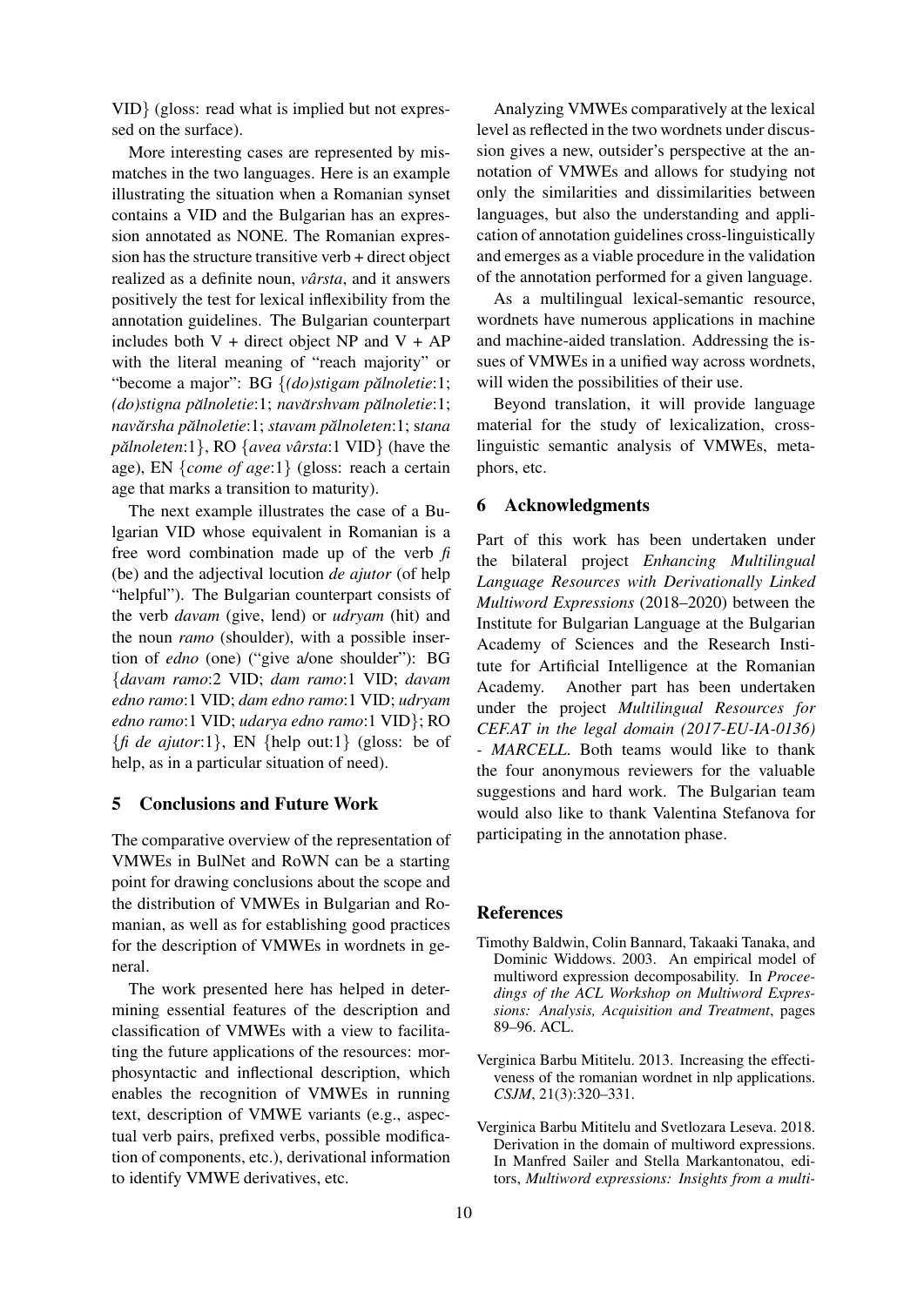VID} (gloss: read what is implied but not expressed on the surface).

More interesting cases are represented by mismatches in the two languages. Here is an example illustrating the situation when a Romanian synset contains a VID and the Bulgarian has an expression annotated as NONE. The Romanian expression has the structure transitive verb + direct object realized as a definite noun, *vârsta*, and it answers positively the test for lexical inflexibility from the annotation guidelines. The Bulgarian counterpart includes both V + direct object NP and V + AP with the literal meaning of "reach majority" or "become a major": BG {*(do)stigam pălnoletie*:1; *(do)stigna pălnoletie*:1; *navărshvam pălnoletie*:1; *navărsha pălnoletie*:1; *stavam pălnoleten*:1; *stana pălnoleten*:1}, RO {*avea vârsta*:1 VID} (have the age), EN {*come of age*:1} (gloss: reach a certain age that marks a transition to maturity).

The next example illustrates the case of a Bulgarian VID whose equivalent in Romanian is a free word combination made up of the verb *fi* (be) and the adjectival locution *de ajutor* (of help "helpful"). The Bulgarian counterpart consists of the verb *davam* (give, lend) or *udryam* (hit) and the noun *ramo* (shoulder), with a possible insertion of *edno* (one) ("give a/one shoulder"): BG {*davam ramo*:2 VID; *dam ramo*:1 VID; *davam edno ramo*:1 VID; *dam edno ramo*:1 VID; *udryam edno ramo*:1 VID; *udarya edno ramo*:1 VID}; RO {*fi de ajutor*:1}, EN {help out:1} (gloss: be of help, as in a particular situation of need).

## 5 Conclusions and Future Work

The comparative overview of the representation of VMWEs in BulNet and RoWN can be a starting point for drawing conclusions about the scope and the distribution of VMWEs in Bulgarian and Romanian, as well as for establishing good practices for the description of VMWEs in wordnets in general.

The work presented here has helped in determining essential features of the description and classification of VMWEs with a view to facilitating the future applications of the resources: morphosyntactic and inflectional description, which enables the recognition of VMWEs in running text, description of VMWE variants (e.g., aspectual verb pairs, prefixed verbs, possible modification of components, etc.), derivational information to identify VMWE derivatives, etc.

Analyzing VMWEs comparatively at the lexical level as reflected in the two wordnets under discussion gives a new, outsider's perspective at the annotation of VMWEs and allows for studying not only the similarities and dissimilarities between languages, but also the understanding and application of annotation guidelines cross-linguistically and emerges as a viable procedure in the validation of the annotation performed for a given language.

As a multilingual lexical-semantic resource, wordnets have numerous applications in machine and machine-aided translation. Addressing the issues of VMWEs in a unified way across wordnets, will widen the possibilities of their use.

Beyond translation, it will provide language material for the study of lexicalization, cross-linguistic semantic analysis of VMWEs, metaphors, etc.

## 6 Acknowledgments

Part of this work has been undertaken under the bilateral project *Enhancing Multilingual Language Resources with Derivationally Linked Multiword Expressions* (2018–2020) between the Institute for Bulgarian Language at the Bulgarian Academy of Sciences and the Research Institute for Artificial Intelligence at the Romanian Academy. Another part has been undertaken under the project *Multilingual Resources for CEF.AT in the legal domain (2017-EU-IA-0136) - MARCELL*. Both teams would like to thank the four anonymous reviewers for the valuable suggestions and hard work. The Bulgarian team would also like to thank Valentina Stefanova for participating in the annotation phase.

## References

Timothy Baldwin, Colin Bannard, Takaaki Tanaka, and Dominic Widdows. 2003. An empirical model of multiword expression decomposability. In *Proceedings of the ACL Workshop on Multiword Expressions: Analysis, Acquisition and Treatment*, pages 89–96. ACL.

Verginica Barbu Mititelu. 2013. Increasing the effectiveness of the romanian wordnet in nlp applications. *CSJM*, 21(3):320–331.

Verginica Barbu Mititelu and Svetlozara Leseva. 2018. Derivation in the domain of multiword expressions. In Manfred Sailer and Stella Markantonatou, editors, *Multiword expressions: Insights from a multi-*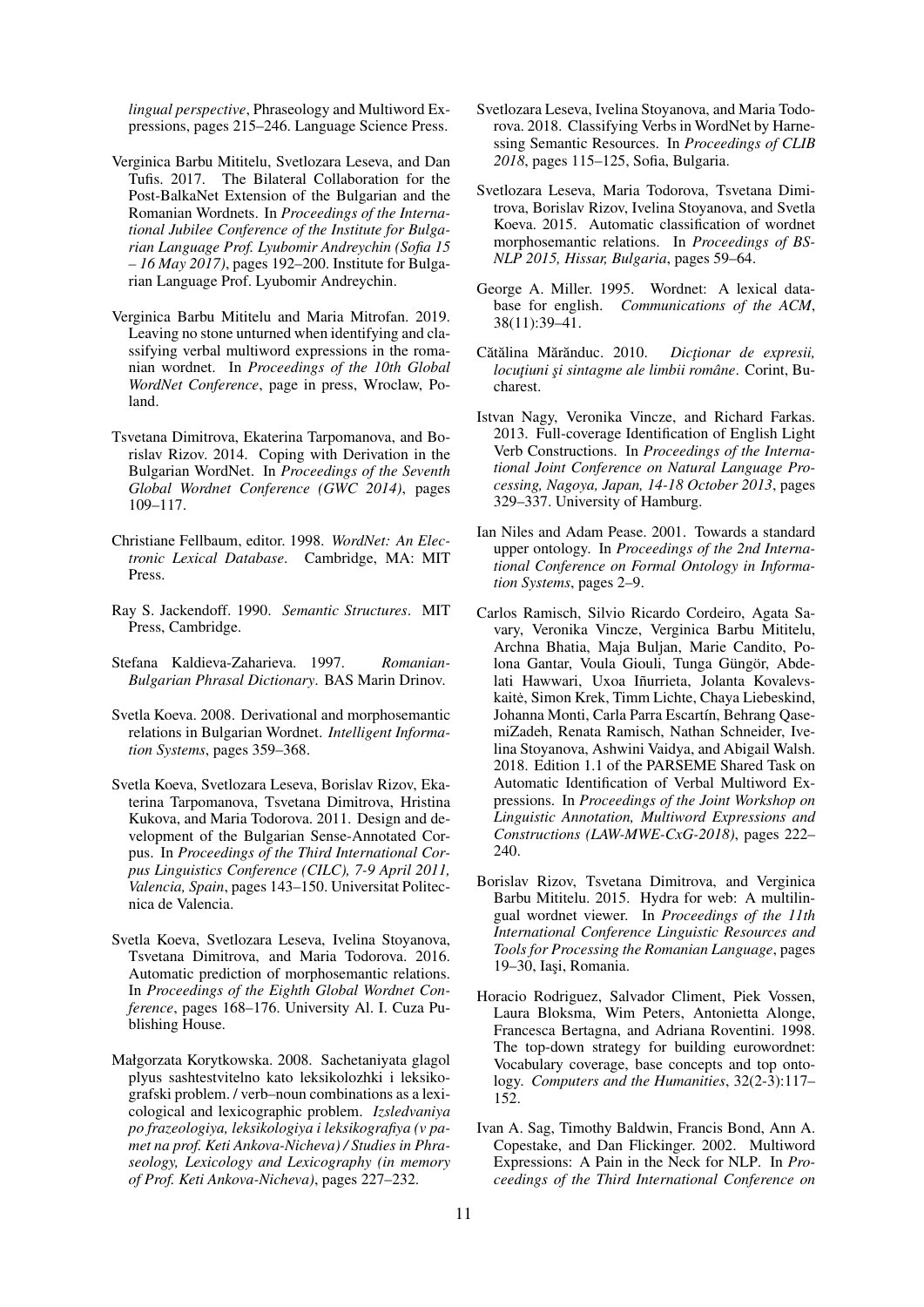*lingual perspective*, Phraseology and Multiword Expressions, pages 215–246. Language Science Press.

Verginica Barbu Mititelu, Svetlozara Leseva, and Dan Tufis. 2017. The Bilateral Collaboration for the Post-BalkaNet Extension of the Bulgarian and the Romanian Wordnets. In *Proceedings of the International Jubilee Conference of the Institute for Bulgarian Language Prof. Lyubomir Andreychin (Sofia 15 – 16 May 2017)*, pages 192–200. Institute for Bulgarian Language Prof. Lyubomir Andreychin.

Verginica Barbu Mititelu and Maria Mitrofan. 2019. Leaving no stone unturned when identifying and classifying verbal multiword expressions in the romanian wordnet. In *Proceedings of the 10th Global WordNet Conference*, page in press, Wroclaw, Poland.

Tsvetana Dimitrova, Ekaterina Tarpomanova, and Borislav Rizov. 2014. Coping with Derivation in the Bulgarian WordNet. In *Proceedings of the Seventh Global Wordnet Conference (GWC 2014)*, pages 109–117.

Christiane Fellbaum, editor. 1998. *WordNet: An Electronic Lexical Database*. Cambridge, MA: MIT Press.

Ray S. Jackendoff. 1990. *Semantic Structures*. MIT Press, Cambridge.

Stefana Kaldieva-Zaharieva. 1997. *Romanian-Bulgarian Phrasal Dictionary*. BAS Marin Drinov.

Svetla Koeva. 2008. Derivational and morphosemantic relations in Bulgarian Wordnet. *Intelligent Information Systems*, pages 359–368.

Svetla Koeva, Svetlozara Leseva, Borislav Rizov, Ekaterina Tarpomanova, Tsvetana Dimitrova, Hristina Kukova, and Maria Todorova. 2011. Design and development of the Bulgarian Sense-Annotated Corpus. In *Proceedings of the Third International Corpus Linguistics Conference (CILC), 7-9 April 2011, Valencia, Spain*, pages 143–150. Universitat Politecnica de Valencia.

Svetla Koeva, Svetlozara Leseva, Ivelina Stoyanova, Tsvetana Dimitrova, and Maria Todorova. 2016. Automatic prediction of morphosemantic relations. In *Proceedings of the Eighth Global Wordnet Conference*, pages 168–176. University Al. I. Cuza Publishing House.

Małgorzata Korytkowska. 2008. Sachetaniyata glagol plyus sashtestvitelno kato leksikolozhki i leksikografski problem. / verb–noun combinations as a lexicological and lexicographic problem. *Izsledvaniya po frazeologiya, leksikologiya i leksikografiya (v pamet na prof. Keti Ankova-Nicheva) / Studies in Phraseology, Lexicology and Lexicography (in memory of Prof. Keti Ankova-Nicheva)*, pages 227–232.

Svetlozara Leseva, Ivelina Stoyanova, and Maria Todorova. 2018. Classifying Verbs in WordNet by Harnessing Semantic Resources. In *Proceedings of CLIB 2018*, pages 115–125, Sofia, Bulgaria.

Svetlozara Leseva, Maria Todorova, Tsvetana Dimitrova, Borislav Rizov, Ivelina Stoyanova, and Svetla Koeva. 2015. Automatic classification of wordnet morphosemantic relations. In *Proceedings of BSNLP 2015, Hissar, Bulgaria*, pages 59–64.

George A. Miller. 1995. Wordnet: A lexical database for english. *Communications of the ACM*, 38(11):39–41.

Cătălina Mărănduc. 2010. *Dicționar de expresii, locuțiuni și sintagme ale limbii române*. Corint, Bucharest.

Istvan Nagy, Veronika Vincze, and Richard Farkas. 2013. Full-coverage Identification of English Light Verb Constructions. In *Proceedings of the International Joint Conference on Natural Language Processing, Nagoya, Japan, 14-18 October 2013*, pages 329–337. University of Hamburg.

Ian Niles and Adam Pease. 2001. Towards a standard upper ontology. In *Proceedings of the 2nd International Conference on Formal Ontology in Information Systems*, pages 2–9.

Carlos Ramisch, Silvio Ricardo Cordeiro, Agata Savary, Veronika Vincze, Verginica Barbu Mititelu, Archna Bhatia, Maja Buljan, Marie Candito, Polona Gantar, Voula Giouli, Tunga Güngör, Abdelati Hawwari, Uxoa Iñurrieta, Jolanta Kovalevskaitė, Simon Krek, Timm Lichte, Chaya Liebeskind, Johanna Monti, Carla Parra Escartín, Behrang QasemiZadeh, Renata Ramisch, Nathan Schneider, Ivelina Stoyanova, Ashwini Vaidya, and Abigail Walsh. 2018. Edition 1.1 of the PARSEME Shared Task on Automatic Identification of Verbal Multiword Expressions. In *Proceedings of the Joint Workshop on Linguistic Annotation, Multiword Expressions and Constructions (LAW-MWE-CxG-2018)*, pages 222–240.

Borislav Rizov, Tsvetana Dimitrova, and Verginica Barbu Mititelu. 2015. Hydra for web: A multilingual wordnet viewer. In *Proceedings of the 11th International Conference Linguistic Resources and Tools for Processing the Romanian Language*, pages 19–30, Iași, Romania.

Horacio Rodriguez, Salvador Climent, Piek Vossen, Laura Bloksma, Wim Peters, Antonietta Alonge, Francesca Bertagna, and Adriana Roventini. 1998. The top-down strategy for building eurowordnet: Vocabulary coverage, base concepts and top ontology. *Computers and the Humanities*, 32(2-3):117–152.

Ivan A. Sag, Timothy Baldwin, Francis Bond, Ann A. Copestake, and Dan Flickinger. 2002. Multiword Expressions: A Pain in the Neck for NLP. In *Proceedings of the Third International Conference on*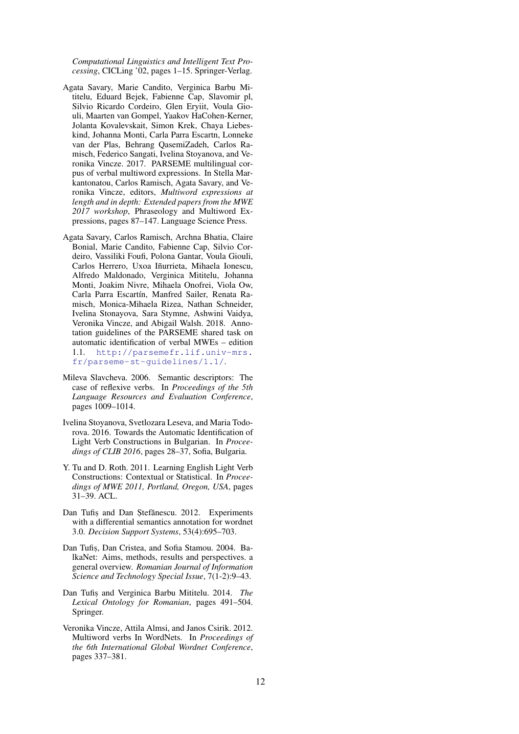*Computational Linguistics and Intelligent Text Processing*, CICLing '02, pages 1–15. Springer-Verlag.

Agata Savary, Marie Candito, Verginica Barbu Mititelu, Eduard Bejek, Fabienne Cap, Slavomir pl, Silvio Ricardo Cordeiro, Glen Eryiit, Voula Giouli, Maarten van Gompel, Yaakov HaCohen-Kerner, Jolanta Kovalevskait, Simon Krek, Chaya Liebeskind, Johanna Monti, Carla Parra Escartn, Lonneke van der Plas, Behrang QasemiZadeh, Carlos Ramisch, Federico Sangati, Ivelina Stoyanova, and Veronika Vincze. 2017. PARSEME multilingual corpus of verbal multiword expressions. In Stella Markantonatou, Carlos Ramisch, Agata Savary, and Veronika Vincze, editors, *Multiword expressions at length and in depth: Extended papers from the MWE 2017 workshop*, Phraseology and Multiword Expressions, pages 87–147. Language Science Press.

Agata Savary, Carlos Ramisch, Archna Bhatia, Claire Bonial, Marie Candito, Fabienne Cap, Silvio Cordeiro, Vassiliki Foufi, Polona Gantar, Voula Giouli, Carlos Herrero, Uxoa Iñurrieta, Mihaela Ionescu, Alfredo Maldonado, Verginica Mititelu, Johanna Monti, Joakim Nivre, Mihaela Onofrei, Viola Ow, Carla Parra Escartín, Manfred Sailer, Renata Ramisch, Monica-Mihaela Rizea, Nathan Schneider, Ivelina Stonayova, Sara Stymne, Ashwini Vaidya, Veronika Vincze, and Abigail Walsh. 2018. Annotation guidelines of the PARSEME shared task on automatic identification of verbal MWEs – edition 1.1. http://parsemefr.lif.univ-mrs.fr/parseme-st-guidelines/1.1/.

Mileva Slavcheva. 2006. Semantic descriptors: The case of reflexive verbs. In *Proceedings of the 5th Language Resources and Evaluation Conference*, pages 1009–1014.

Ivelina Stoyanova, Svetlozara Leseva, and Maria Todorova. 2016. Towards the Automatic Identification of Light Verb Constructions in Bulgarian. In *Proceedings of CLIB 2016*, pages 28–37, Sofia, Bulgaria.

Y. Tu and D. Roth. 2011. Learning English Light Verb Constructions: Contextual or Statistical. In *Proceedings of MWE 2011, Portland, Oregon, USA*, pages 31–39. ACL.

Dan Tufiș and Dan Ștefănescu. 2012. Experiments with a differential semantics annotation for wordnet 3.0. *Decision Support Systems*, 53(4):695–703.

Dan Tufiș, Dan Cristea, and Sofia Stamou. 2004. BalkaNet: Aims, methods, results and perspectives. a general overview. *Romanian Journal of Information Science and Technology Special Issue*, 7(1-2):9–43.

Dan Tufiș and Verginica Barbu Mititelu. 2014. *The Lexical Ontology for Romanian*, pages 491–504. Springer.

Veronika Vincze, Attila Almsi, and Janos Csirik. 2012. Multiword verbs In WordNets. In *Proceedings of the 6th International Global Wordnet Conference*, pages 337–381.